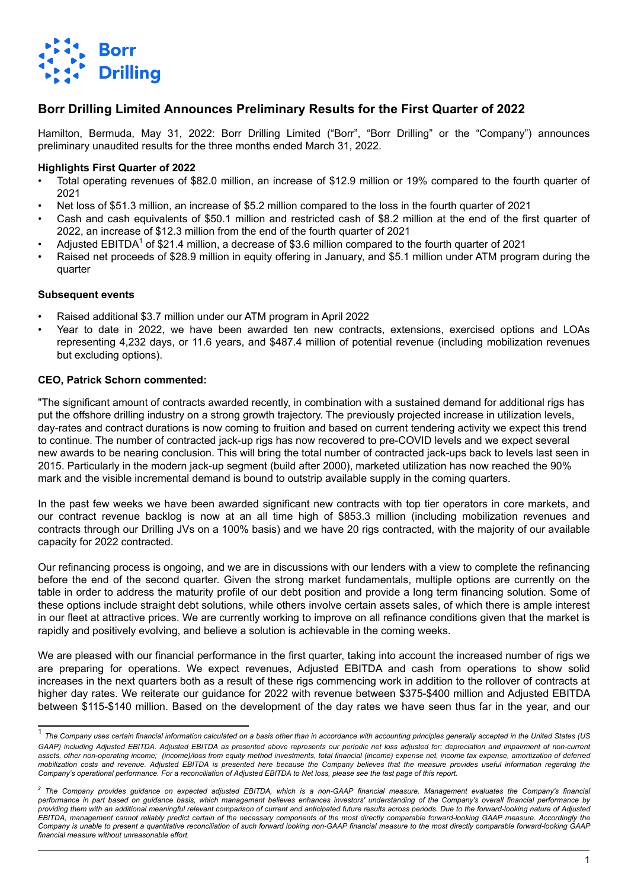# Borr Drilling Limited Announces Preliminary Results for the First Quarter of 2022

Hamilton, Bermuda, May 31, 2022: Borr Drilling Limited ("Borr", "Borr Drilling" or the "Company") announces preliminary unaudited results for the three months ended March 31, 2022.

**Highlights First Quarter of 2022**

- Total operating revenues of $82.0 million, an increase of $12.9 million or 19% compared to the fourth quarter of 2021
- Net loss of $51.3 million, an increase of $5.2 million compared to the loss in the fourth quarter of 2021
- Cash and cash equivalents of $50.1 million and restricted cash of $8.2 million at the end of the first quarter of 2022, an increase of $12.3 million from the end of the fourth quarter of 2021
- Adjusted EBITDA[1] of $21.4 million, a decrease of $3.6 million compared to the fourth quarter of 2021
- Raised net proceeds of $28.9 million in equity offering in January, and $5.1 million under ATM program during the quarter

**Subsequent events**

- Raised additional $3.7 million under our ATM program in April 2022
- Year to date in 2022, we have been awarded ten new contracts, extensions, exercised options and LOAs representing 4,232 days, or 11.6 years, and $487.4 million of potential revenue (including mobilization revenues but excluding options).

**CEO, Patrick Schorn commented:**

"The significant amount of contracts awarded recently, in combination with a sustained demand for additional rigs has put the offshore drilling industry on a strong growth trajectory. The previously projected increase in utilization levels, day-rates and contract durations is now coming to fruition and based on current tendering activity we expect this trend to continue. The number of contracted jack-up rigs has now recovered to pre-COVID levels and we expect several new awards to be nearing conclusion. This will bring the total number of contracted jack-ups back to levels last seen in 2015. Particularly in the modern jack-up segment (build after 2000), marketed utilization has now reached the 90% mark and the visible incremental demand is bound to outstrip available supply in the coming quarters.

In the past few weeks we have been awarded significant new contracts with top tier operators in core markets, and our contract revenue backlog is now at an all time high of $853.3 million (including mobilization revenues and contracts through our Drilling JVs on a 100% basis) and we have 20 rigs contracted, with the majority of our available capacity for 2022 contracted.

Our refinancing process is ongoing, and we are in discussions with our lenders with a view to complete the refinancing before the end of the second quarter. Given the strong market fundamentals, multiple options are currently on the table in order to address the maturity profile of our debt position and provide a long term financing solution. Some of these options include straight debt solutions, while others involve certain assets sales, of which there is ample interest in our fleet at attractive prices. We are currently working to improve on all refinance conditions given that the market is rapidly and positively evolving, and believe a solution is achievable in the coming weeks.

We are pleased with our financial performance in the first quarter, taking into account the increased number of rigs we are preparing for operations. We expect revenues, Adjusted EBITDA and cash from operations to show solid increases in the next quarters both as a result of these rigs commencing work in addition to the rollover of contracts at higher day rates. We reiterate our guidance for 2022 with revenue between $375-$400 million and Adjusted EBITDA between $115-$140 million. Based on the development of the day rates we have seen thus far in the year, and our

---

[1] *The Company uses certain financial information calculated on a basis other than in accordance with accounting principles generally accepted in the United States (US GAAP) including Adjusted EBITDA. Adjusted EBITDA as presented above represents our periodic net loss adjusted for: depreciation and impairment of non-current assets, other non-operating income; (income)/loss from equity method investments, total financial (income) expense net, income tax expense, amortization of deferred mobilization costs and revenue. Adjusted EBITDA is presented here because the Company believes that the measure provides useful information regarding the Company's operational performance. For a reconciliation of Adjusted EBITDA to Net loss, please see the last page of this report.*

[2] *The Company provides guidance on expected adjusted EBITDA, which is a non-GAAP financial measure. Management evaluates the Company's financial performance in part based on guidance basis, which management believes enhances investors' understanding of the Company's overall financial performance by providing them with an additional meaningful relevant comparison of current and anticipated future results across periods. Due to the forward-looking nature of Adjusted EBITDA, management cannot reliably predict certain of the necessary components of the most directly comparable forward-looking GAAP measure. Accordingly the Company is unable to present a quantitative reconciliation of such forward looking non-GAAP financial measure to the most directly comparable forward-looking GAAP financial measure without unreasonable effort.*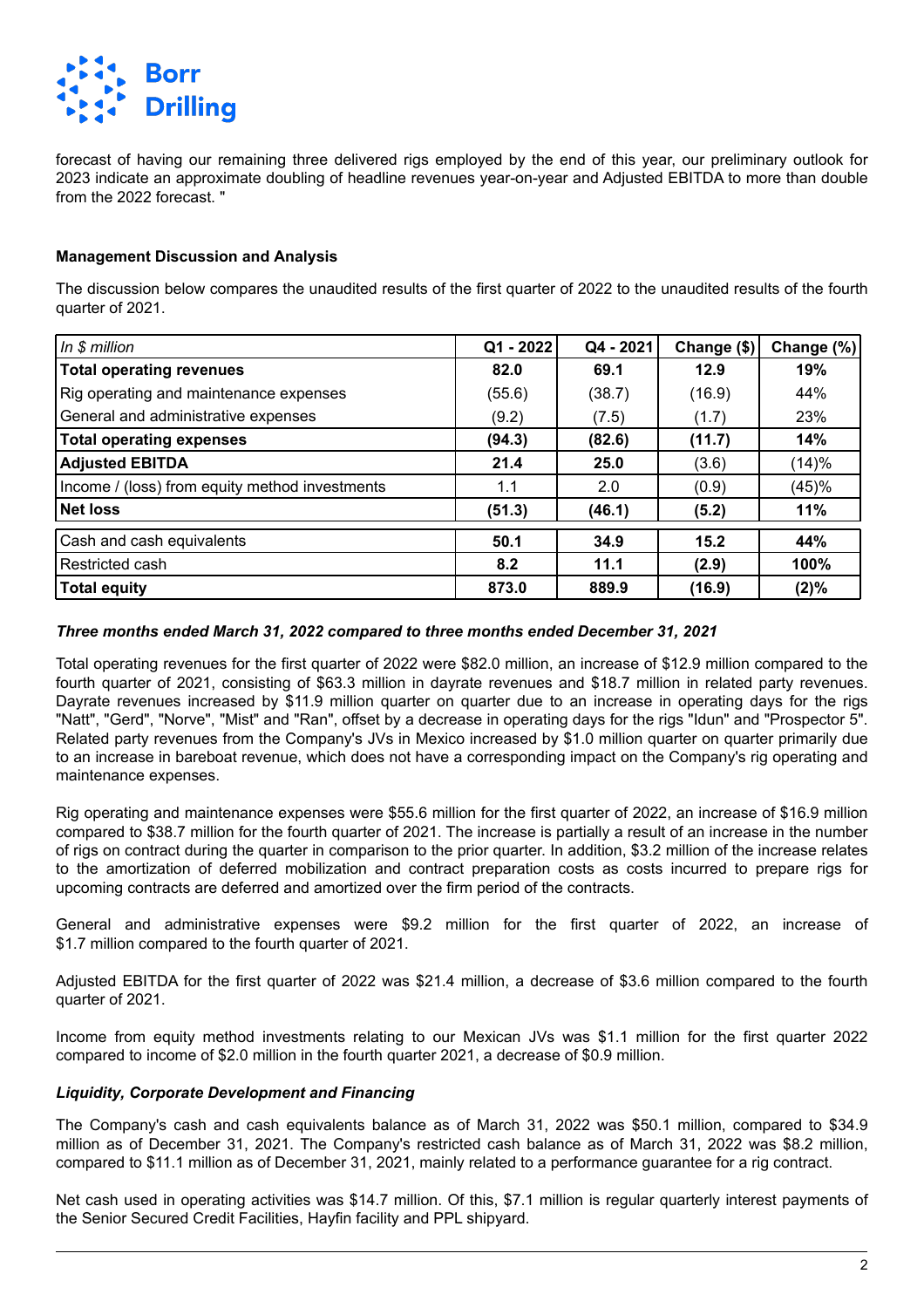forecast of having our remaining three delivered rigs employed by the end of this year, our preliminary outlook for 2023 indicate an approximate doubling of headline revenues year-on-year and Adjusted EBITDA to more than double from the 2022 forecast. "

**Management Discussion and Analysis**

The discussion below compares the unaudited results of the first quarter of 2022 to the unaudited results of the fourth quarter of 2021.

| *In $ million* | Q1 - 2022 | Q4 - 2021 | Change ($) | Change (%) |
|---|---|---|---|---|
| **Total operating revenues** | **82.0** | **69.1** | **12.9** | **19%** |
| Rig operating and maintenance expenses | (55.6) | (38.7) | (16.9) | 44% |
| General and administrative expenses | (9.2) | (7.5) | (1.7) | 23% |
| **Total operating expenses** | **(94.3)** | **(82.6)** | **(11.7)** | **14%** |
| **Adjusted EBITDA** | **21.4** | **25.0** | (3.6) | (14)% |
| Income / (loss) from equity method investments | 1.1 | 2.0 | (0.9) | (45)% |
| **Net loss** | **(51.3)** | **(46.1)** | **(5.2)** | **11%** |
| Cash and cash equivalents | **50.1** | **34.9** | **15.2** | **44%** |
| Restricted cash | **8.2** | **11.1** | **(2.9)** | **100%** |
| **Total equity** | **873.0** | **889.9** | **(16.9)** | **(2)%** |

***Three months ended March 31, 2022 compared to three months ended December 31, 2021***

Total operating revenues for the first quarter of 2022 were $82.0 million, an increase of $12.9 million compared to the fourth quarter of 2021, consisting of $63.3 million in dayrate revenues and $18.7 million in related party revenues. Dayrate revenues increased by $11.9 million quarter on quarter due to an increase in operating days for the rigs "Natt", "Gerd", "Norve", "Mist" and "Ran", offset by a decrease in operating days for the rigs "Idun" and "Prospector 5". Related party revenues from the Company's JVs in Mexico increased by $1.0 million quarter on quarter primarily due to an increase in bareboat revenue, which does not have a corresponding impact on the Company's rig operating and maintenance expenses.

Rig operating and maintenance expenses were $55.6 million for the first quarter of 2022, an increase of $16.9 million compared to $38.7 million for the fourth quarter of 2021. The increase is partially a result of an increase in the number of rigs on contract during the quarter in comparison to the prior quarter. In addition, $3.2 million of the increase relates to the amortization of deferred mobilization and contract preparation costs as costs incurred to prepare rigs for upcoming contracts are deferred and amortized over the firm period of the contracts.

General and administrative expenses were $9.2 million for the first quarter of 2022, an increase of $1.7 million compared to the fourth quarter of 2021.

Adjusted EBITDA for the first quarter of 2022 was $21.4 million, a decrease of $3.6 million compared to the fourth quarter of 2021.

Income from equity method investments relating to our Mexican JVs was $1.1 million for the first quarter 2022 compared to income of $2.0 million in the fourth quarter 2021, a decrease of $0.9 million.

***Liquidity, Corporate Development and Financing***

The Company's cash and cash equivalents balance as of March 31, 2022 was $50.1 million, compared to $34.9 million as of December 31, 2021. The Company's restricted cash balance as of March 31, 2022 was $8.2 million, compared to $11.1 million as of December 31, 2021, mainly related to a performance guarantee for a rig contract.

Net cash used in operating activities was $14.7 million. Of this, $7.1 million is regular quarterly interest payments of the Senior Secured Credit Facilities, Hayfin facility and PPL shipyard.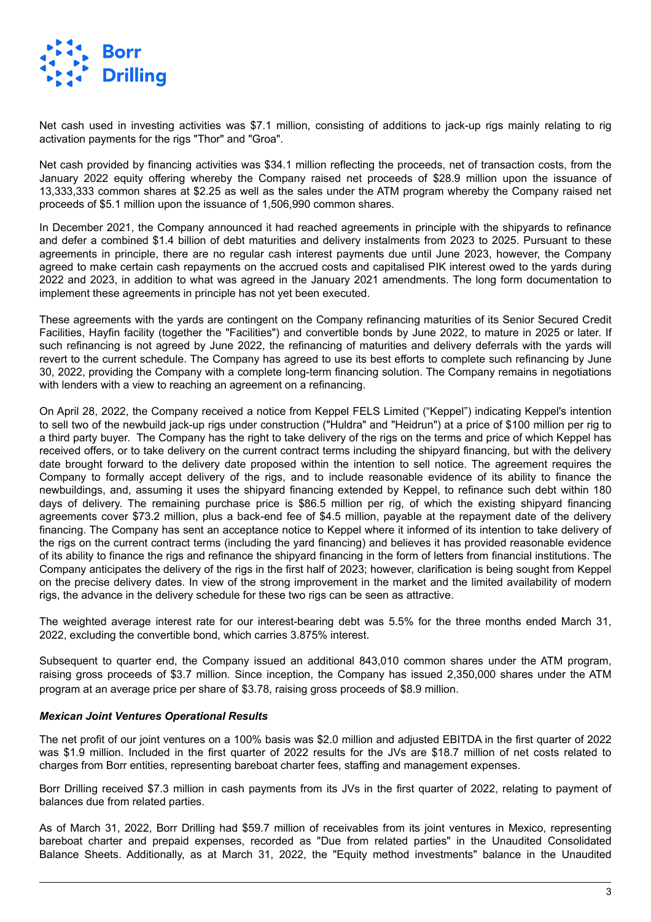Net cash used in investing activities was $7.1 million, consisting of additions to jack-up rigs mainly relating to rig activation payments for the rigs "Thor" and "Groa".

Net cash provided by financing activities was $34.1 million reflecting the proceeds, net of transaction costs, from the January 2022 equity offering whereby the Company raised net proceeds of $28.9 million upon the issuance of 13,333,333 common shares at $2.25 as well as the sales under the ATM program whereby the Company raised net proceeds of $5.1 million upon the issuance of 1,506,990 common shares.

In December 2021, the Company announced it had reached agreements in principle with the shipyards to refinance and defer a combined $1.4 billion of debt maturities and delivery instalments from 2023 to 2025. Pursuant to these agreements in principle, there are no regular cash interest payments due until June 2023, however, the Company agreed to make certain cash repayments on the accrued costs and capitalised PIK interest owed to the yards during 2022 and 2023, in addition to what was agreed in the January 2021 amendments. The long form documentation to implement these agreements in principle has not yet been executed.

These agreements with the yards are contingent on the Company refinancing maturities of its Senior Secured Credit Facilities, Hayfin facility (together the "Facilities") and convertible bonds by June 2022, to mature in 2025 or later. If such refinancing is not agreed by June 2022, the refinancing of maturities and delivery deferrals with the yards will revert to the current schedule. The Company has agreed to use its best efforts to complete such refinancing by June 30, 2022, providing the Company with a complete long-term financing solution. The Company remains in negotiations with lenders with a view to reaching an agreement on a refinancing.

On April 28, 2022, the Company received a notice from Keppel FELS Limited ("Keppel") indicating Keppel's intention to sell two of the newbuild jack-up rigs under construction ("Huldra" and "Heidrun") at a price of $100 million per rig to a third party buyer. The Company has the right to take delivery of the rigs on the terms and price of which Keppel has received offers, or to take delivery on the current contract terms including the shipyard financing, but with the delivery date brought forward to the delivery date proposed within the intention to sell notice. The agreement requires the Company to formally accept delivery of the rigs, and to include reasonable evidence of its ability to finance the newbuildings, and, assuming it uses the shipyard financing extended by Keppel, to refinance such debt within 180 days of delivery. The remaining purchase price is $86.5 million per rig, of which the existing shipyard financing agreements cover $73.2 million, plus a back-end fee of $4.5 million, payable at the repayment date of the delivery financing. The Company has sent an acceptance notice to Keppel where it informed of its intention to take delivery of the rigs on the current contract terms (including the yard financing) and believes it has provided reasonable evidence of its ability to finance the rigs and refinance the shipyard financing in the form of letters from financial institutions. The Company anticipates the delivery of the rigs in the first half of 2023; however, clarification is being sought from Keppel on the precise delivery dates. In view of the strong improvement in the market and the limited availability of modern rigs, the advance in the delivery schedule for these two rigs can be seen as attractive.

The weighted average interest rate for our interest-bearing debt was 5.5% for the three months ended March 31, 2022, excluding the convertible bond, which carries 3.875% interest.

Subsequent to quarter end, the Company issued an additional 843,010 common shares under the ATM program, raising gross proceeds of $3.7 million. Since inception, the Company has issued 2,350,000 shares under the ATM program at an average price per share of $3.78, raising gross proceeds of $8.9 million.

***Mexican Joint Ventures Operational Results***

The net profit of our joint ventures on a 100% basis was $2.0 million and adjusted EBITDA in the first quarter of 2022 was $1.9 million. Included in the first quarter of 2022 results for the JVs are $18.7 million of net costs related to charges from Borr entities, representing bareboat charter fees, staffing and management expenses.

Borr Drilling received $7.3 million in cash payments from its JVs in the first quarter of 2022, relating to payment of balances due from related parties.

As of March 31, 2022, Borr Drilling had $59.7 million of receivables from its joint ventures in Mexico, representing bareboat charter and prepaid expenses, recorded as "Due from related parties" in the Unaudited Consolidated Balance Sheets. Additionally, as at March 31, 2022, the "Equity method investments" balance in the Unaudited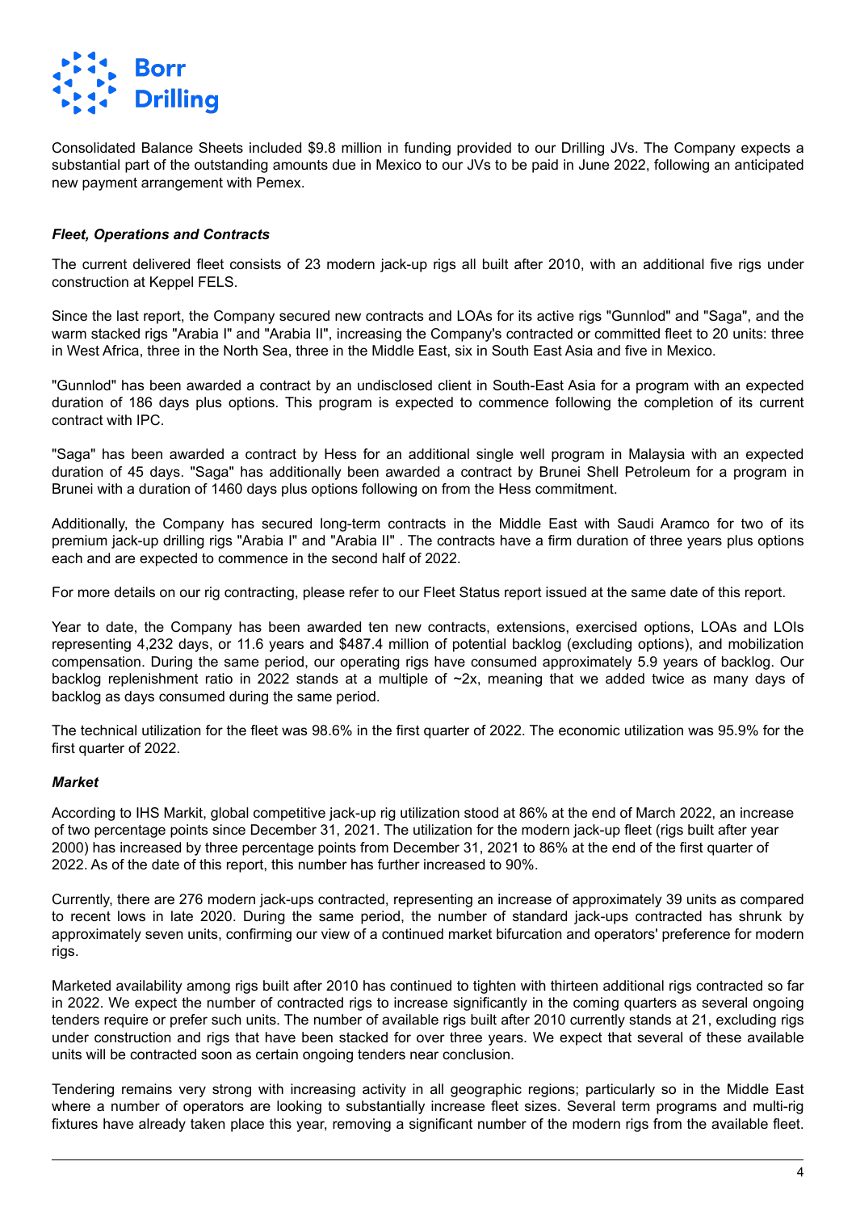Consolidated Balance Sheets included $9.8 million in funding provided to our Drilling JVs. The Company expects a substantial part of the outstanding amounts due in Mexico to our JVs to be paid in June 2022, following an anticipated new payment arrangement with Pemex.

***Fleet, Operations and Contracts***

The current delivered fleet consists of 23 modern jack-up rigs all built after 2010, with an additional five rigs under construction at Keppel FELS.

Since the last report, the Company secured new contracts and LOAs for its active rigs "Gunnlod" and "Saga", and the warm stacked rigs "Arabia I" and "Arabia II", increasing the Company's contracted or committed fleet to 20 units: three in West Africa, three in the North Sea, three in the Middle East, six in South East Asia and five in Mexico.

"Gunnlod" has been awarded a contract by an undisclosed client in South-East Asia for a program with an expected duration of 186 days plus options. This program is expected to commence following the completion of its current contract with IPC.

"Saga" has been awarded a contract by Hess for an additional single well program in Malaysia with an expected duration of 45 days. "Saga" has additionally been awarded a contract by Brunei Shell Petroleum for a program in Brunei with a duration of 1460 days plus options following on from the Hess commitment.

Additionally, the Company has secured long-term contracts in the Middle East with Saudi Aramco for two of its premium jack-up drilling rigs "Arabia I" and "Arabia II" . The contracts have a firm duration of three years plus options each and are expected to commence in the second half of 2022.

For more details on our rig contracting, please refer to our Fleet Status report issued at the same date of this report.

Year to date, the Company has been awarded ten new contracts, extensions, exercised options, LOAs and LOIs representing 4,232 days, or 11.6 years and $487.4 million of potential backlog (excluding options), and mobilization compensation. During the same period, our operating rigs have consumed approximately 5.9 years of backlog. Our backlog replenishment ratio in 2022 stands at a multiple of ~2x, meaning that we added twice as many days of backlog as days consumed during the same period.

The technical utilization for the fleet was 98.6% in the first quarter of 2022. The economic utilization was 95.9% for the first quarter of 2022.

***Market***

According to IHS Markit, global competitive jack-up rig utilization stood at 86% at the end of March 2022, an increase of two percentage points since December 31, 2021. The utilization for the modern jack-up fleet (rigs built after year 2000) has increased by three percentage points from December 31, 2021 to 86% at the end of the first quarter of 2022. As of the date of this report, this number has further increased to 90%.

Currently, there are 276 modern jack-ups contracted, representing an increase of approximately 39 units as compared to recent lows in late 2020. During the same period, the number of standard jack-ups contracted has shrunk by approximately seven units, confirming our view of a continued market bifurcation and operators' preference for modern rigs.

Marketed availability among rigs built after 2010 has continued to tighten with thirteen additional rigs contracted so far in 2022. We expect the number of contracted rigs to increase significantly in the coming quarters as several ongoing tenders require or prefer such units. The number of available rigs built after 2010 currently stands at 21, excluding rigs under construction and rigs that have been stacked for over three years. We expect that several of these available units will be contracted soon as certain ongoing tenders near conclusion.

Tendering remains very strong with increasing activity in all geographic regions; particularly so in the Middle East where a number of operators are looking to substantially increase fleet sizes. Several term programs and multi-rig fixtures have already taken place this year, removing a significant number of the modern rigs from the available fleet.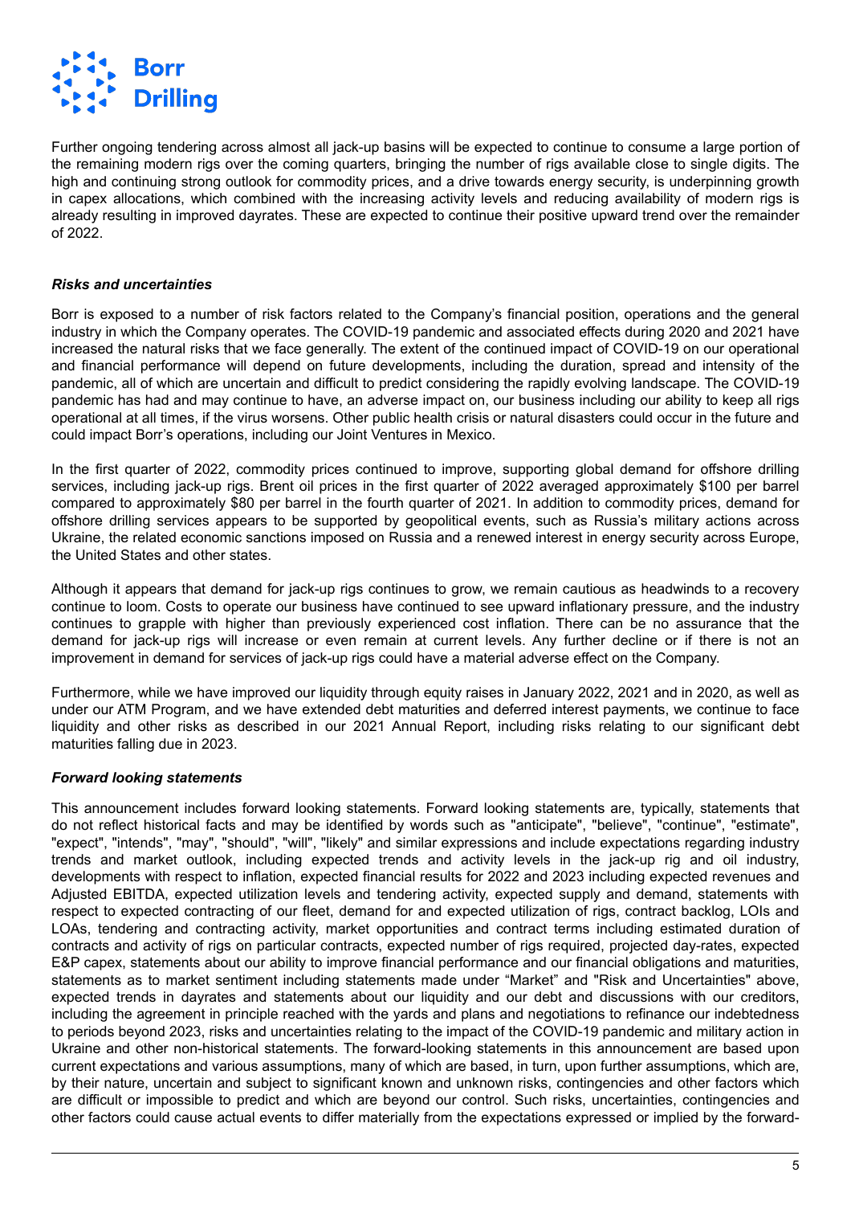Further ongoing tendering across almost all jack-up basins will be expected to continue to consume a large portion of the remaining modern rigs over the coming quarters, bringing the number of rigs available close to single digits. The high and continuing strong outlook for commodity prices, and a drive towards energy security, is underpinning growth in capex allocations, which combined with the increasing activity levels and reducing availability of modern rigs is already resulting in improved dayrates. These are expected to continue their positive upward trend over the remainder of 2022.

### *Risks and uncertainties*

Borr is exposed to a number of risk factors related to the Company's financial position, operations and the general industry in which the Company operates. The COVID-19 pandemic and associated effects during 2020 and 2021 have increased the natural risks that we face generally. The extent of the continued impact of COVID-19 on our operational and financial performance will depend on future developments, including the duration, spread and intensity of the pandemic, all of which are uncertain and difficult to predict considering the rapidly evolving landscape. The COVID-19 pandemic has had and may continue to have, an adverse impact on, our business including our ability to keep all rigs operational at all times, if the virus worsens. Other public health crisis or natural disasters could occur in the future and could impact Borr's operations, including our Joint Ventures in Mexico.

In the first quarter of 2022, commodity prices continued to improve, supporting global demand for offshore drilling services, including jack-up rigs. Brent oil prices in the first quarter of 2022 averaged approximately $100 per barrel compared to approximately $80 per barrel in the fourth quarter of 2021. In addition to commodity prices, demand for offshore drilling services appears to be supported by geopolitical events, such as Russia's military actions across Ukraine, the related economic sanctions imposed on Russia and a renewed interest in energy security across Europe, the United States and other states.

Although it appears that demand for jack-up rigs continues to grow, we remain cautious as headwinds to a recovery continue to loom. Costs to operate our business have continued to see upward inflationary pressure, and the industry continues to grapple with higher than previously experienced cost inflation. There can be no assurance that the demand for jack-up rigs will increase or even remain at current levels. Any further decline or if there is not an improvement in demand for services of jack-up rigs could have a material adverse effect on the Company.

Furthermore, while we have improved our liquidity through equity raises in January 2022, 2021 and in 2020, as well as under our ATM Program, and we have extended debt maturities and deferred interest payments, we continue to face liquidity and other risks as described in our 2021 Annual Report, including risks relating to our significant debt maturities falling due in 2023.

### *Forward looking statements*

This announcement includes forward looking statements. Forward looking statements are, typically, statements that do not reflect historical facts and may be identified by words such as "anticipate", "believe", "continue", "estimate", "expect", "intends", "may", "should", "will", "likely" and similar expressions and include expectations regarding industry trends and market outlook, including expected trends and activity levels in the jack-up rig and oil industry, developments with respect to inflation, expected financial results for 2022 and 2023 including expected revenues and Adjusted EBITDA, expected utilization levels and tendering activity, expected supply and demand, statements with respect to expected contracting of our fleet, demand for and expected utilization of rigs, contract backlog, LOIs and LOAs, tendering and contracting activity, market opportunities and contract terms including estimated duration of contracts and activity of rigs on particular contracts, expected number of rigs required, projected day-rates, expected E&P capex, statements about our ability to improve financial performance and our financial obligations and maturities, statements as to market sentiment including statements made under "Market" and "Risk and Uncertainties" above, expected trends in dayrates and statements about our liquidity and our debt and discussions with our creditors, including the agreement in principle reached with the yards and plans and negotiations to refinance our indebtedness to periods beyond 2023, risks and uncertainties relating to the impact of the COVID-19 pandemic and military action in Ukraine and other non-historical statements. The forward-looking statements in this announcement are based upon current expectations and various assumptions, many of which are based, in turn, upon further assumptions, which are, by their nature, uncertain and subject to significant known and unknown risks, contingencies and other factors which are difficult or impossible to predict and which are beyond our control. Such risks, uncertainties, contingencies and other factors could cause actual events to differ materially from the expectations expressed or implied by the forward-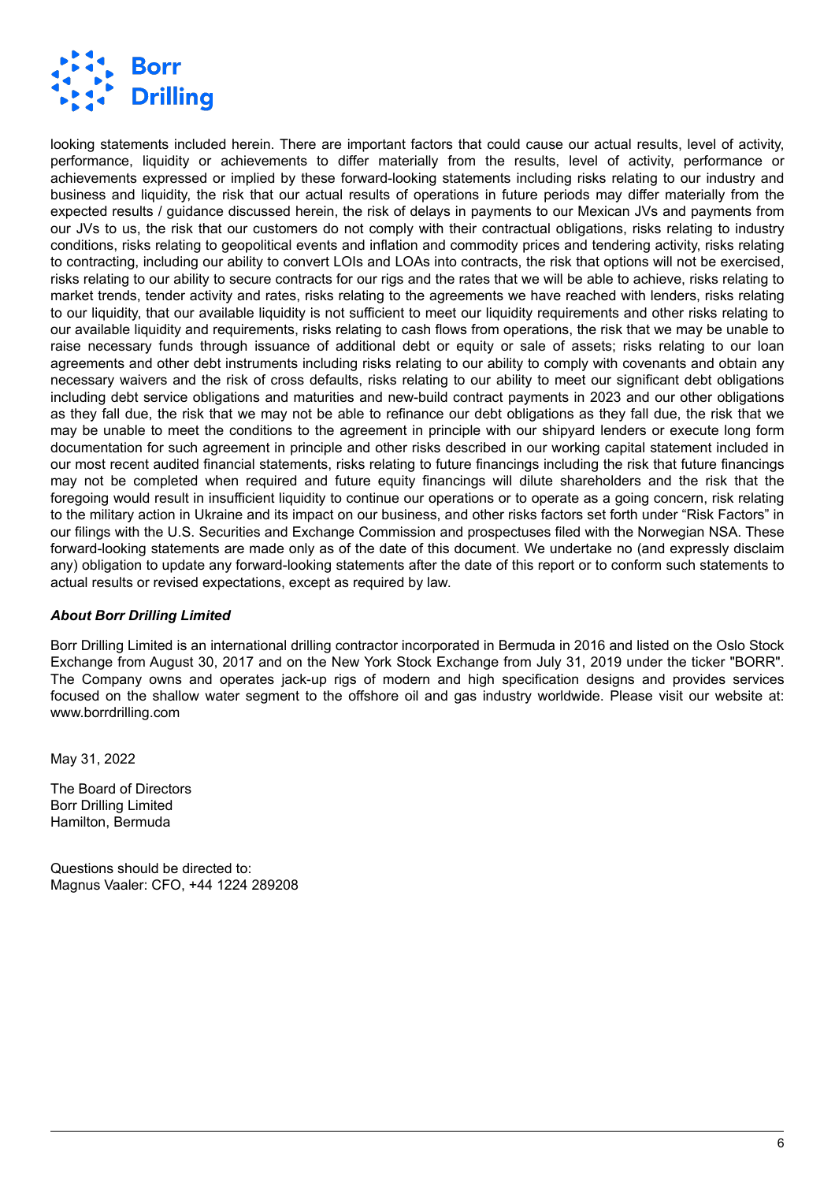looking statements included herein. There are important factors that could cause our actual results, level of activity, performance, liquidity or achievements to differ materially from the results, level of activity, performance or achievements expressed or implied by these forward-looking statements including risks relating to our industry and business and liquidity, the risk that our actual results of operations in future periods may differ materially from the expected results / guidance discussed herein, the risk of delays in payments to our Mexican JVs and payments from our JVs to us, the risk that our customers do not comply with their contractual obligations, risks relating to industry conditions, risks relating to geopolitical events and inflation and commodity prices and tendering activity, risks relating to contracting, including our ability to convert LOIs and LOAs into contracts, the risk that options will not be exercised, risks relating to our ability to secure contracts for our rigs and the rates that we will be able to achieve, risks relating to market trends, tender activity and rates, risks relating to the agreements we have reached with lenders, risks relating to our liquidity, that our available liquidity is not sufficient to meet our liquidity requirements and other risks relating to our available liquidity and requirements, risks relating to cash flows from operations, the risk that we may be unable to raise necessary funds through issuance of additional debt or equity or sale of assets; risks relating to our loan agreements and other debt instruments including risks relating to our ability to comply with covenants and obtain any necessary waivers and the risk of cross defaults, risks relating to our ability to meet our significant debt obligations including debt service obligations and maturities and new-build contract payments in 2023 and our other obligations as they fall due, the risk that we may not be able to refinance our debt obligations as they fall due, the risk that we may be unable to meet the conditions to the agreement in principle with our shipyard lenders or execute long form documentation for such agreement in principle and other risks described in our working capital statement included in our most recent audited financial statements, risks relating to future financings including the risk that future financings may not be completed when required and future equity financings will dilute shareholders and the risk that the foregoing would result in insufficient liquidity to continue our operations or to operate as a going concern, risk relating to the military action in Ukraine and its impact on our business, and other risks factors set forth under "Risk Factors" in our filings with the U.S. Securities and Exchange Commission and prospectuses filed with the Norwegian NSA. These forward-looking statements are made only as of the date of this document. We undertake no (and expressly disclaim any) obligation to update any forward-looking statements after the date of this report or to conform such statements to actual results or revised expectations, except as required by law.

***About Borr Drilling Limited***

Borr Drilling Limited is an international drilling contractor incorporated in Bermuda in 2016 and listed on the Oslo Stock Exchange from August 30, 2017 and on the New York Stock Exchange from July 31, 2019 under the ticker "BORR". The Company owns and operates jack-up rigs of modern and high specification designs and provides services focused on the shallow water segment to the offshore oil and gas industry worldwide. Please visit our website at: www.borrdrilling.com

May 31, 2022

The Board of Directors
Borr Drilling Limited
Hamilton, Bermuda

Questions should be directed to:
Magnus Vaaler: CFO, +44 1224 289208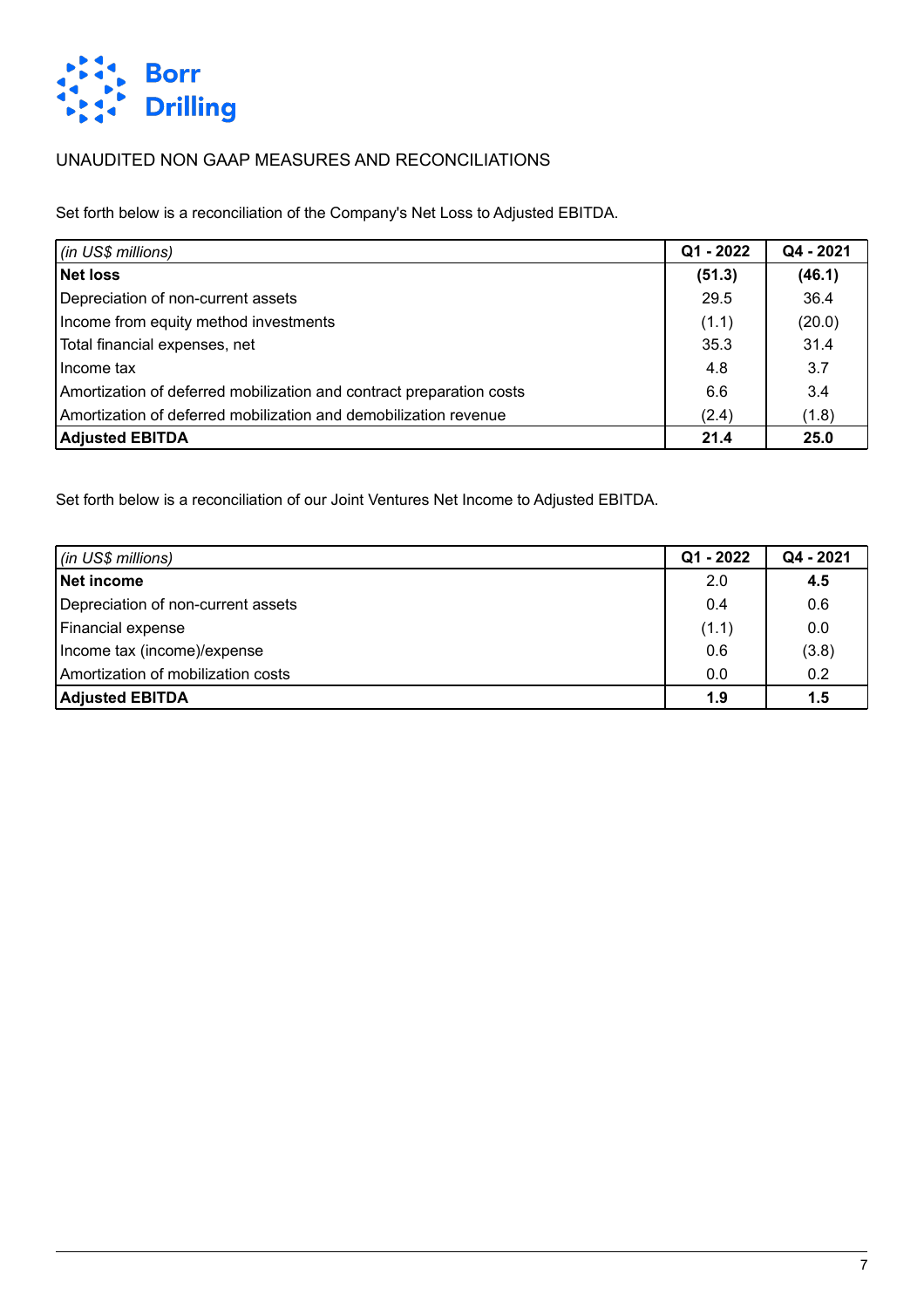UNAUDITED NON GAAP MEASURES AND RECONCILIATIONS

Set forth below is a reconciliation of the Company's Net Loss to Adjusted EBITDA.

| *(in US$ millions)* | Q1 - 2022 | Q4 - 2021 |
|---|---|---|
| **Net loss** | **(51.3)** | **(46.1)** |
| Depreciation of non-current assets | 29.5 | 36.4 |
| Income from equity method investments | (1.1) | (20.0) |
| Total financial expenses, net | 35.3 | 31.4 |
| Income tax | 4.8 | 3.7 |
| Amortization of deferred mobilization and contract preparation costs | 6.6 | 3.4 |
| Amortization of deferred mobilization and demobilization revenue | (2.4) | (1.8) |
| **Adjusted EBITDA** | **21.4** | **25.0** |

Set forth below is a reconciliation of our Joint Ventures Net Income to Adjusted EBITDA.

| *(in US$ millions)* | Q1 - 2022 | Q4 - 2021 |
|---|---|---|
| **Net income** | 2.0 | **4.5** |
| Depreciation of non-current assets | 0.4 | 0.6 |
| Financial expense | (1.1) | 0.0 |
| Income tax (income)/expense | 0.6 | (3.8) |
| Amortization of mobilization costs | 0.0 | 0.2 |
| **Adjusted EBITDA** | **1.9** | **1.5** |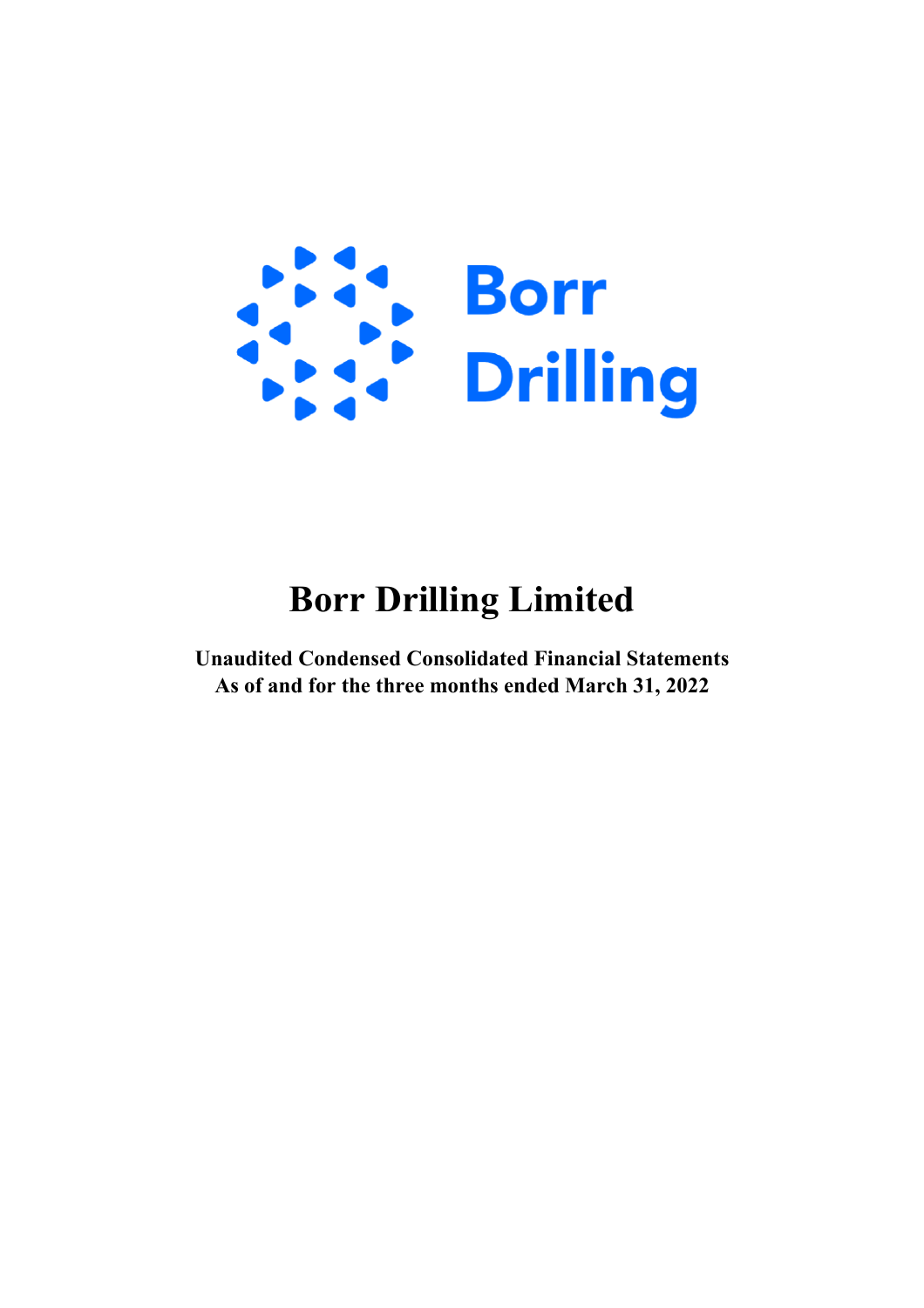# Borr Drilling Limited

**Unaudited Condensed Consolidated Financial Statements**
**As of and for the three months ended March 31, 2022**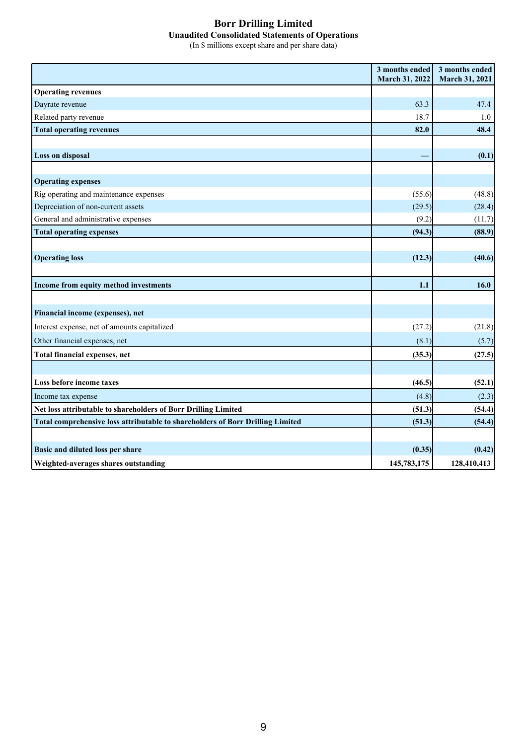# Borr Drilling Limited

## Unaudited Consolidated Statements of Operations

(In $ millions except share and per share data)

| | 3 months ended March 31, 2022 | 3 months ended March 31, 2021 |
|---|---|---|
| **Operating revenues** | | |
| Dayrate revenue | 63.3 | 47.4 |
| Related party revenue | 18.7 | 1.0 |
| **Total operating revenues** | **82.0** | **48.4** |
| | | |
| **Loss on disposal** | **—** | **(0.1)** |
| | | |
| **Operating expenses** | | |
| Rig operating and maintenance expenses | (55.6) | (48.8) |
| Depreciation of non-current assets | (29.5) | (28.4) |
| General and administrative expenses | (9.2) | (11.7) |
| **Total operating expenses** | **(94.3)** | **(88.9)** |
| | | |
| **Operating loss** | **(12.3)** | **(40.6)** |
| | | |
| **Income from equity method investments** | **1.1** | **16.0** |
| | | |
| **Financial income (expenses), net** | | |
| Interest expense, net of amounts capitalized | (27.2) | (21.8) |
| Other financial expenses, net | (8.1) | (5.7) |
| **Total financial expenses, net** | **(35.3)** | **(27.5)** |
| | | |
| **Loss before income taxes** | **(46.5)** | **(52.1)** |
| Income tax expense | (4.8) | (2.3) |
| **Net loss attributable to shareholders of Borr Drilling Limited** | **(51.3)** | **(54.4)** |
| **Total comprehensive loss attributable to shareholders of Borr Drilling Limited** | **(51.3)** | **(54.4)** |
| | | |
| **Basic and diluted loss per share** | **(0.35)** | **(0.42)** |
| **Weighted-averages shares outstanding** | **145,783,175** | **128,410,413** |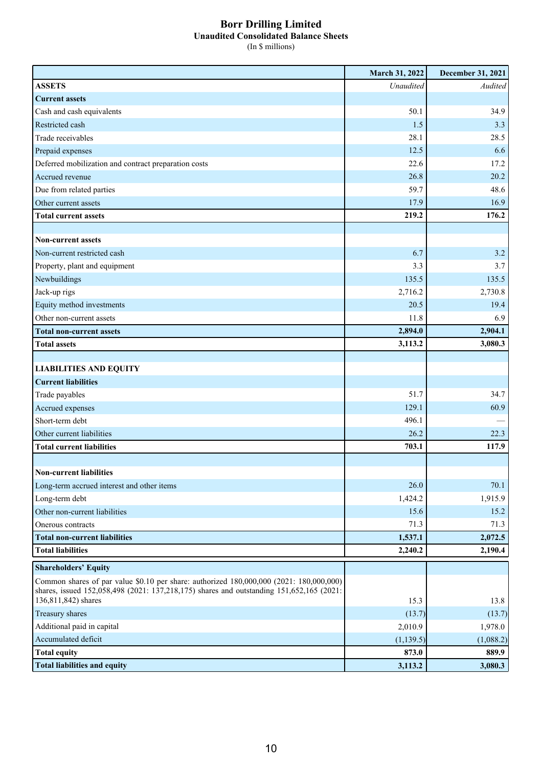# Borr Drilling Limited

## Unaudited Consolidated Balance Sheets

(In $ millions)

| | March 31, 2022 | December 31, 2021 |
|---|---|---|
| **ASSETS** | *Unaudited* | *Audited* |
| **Current assets** | | |
| Cash and cash equivalents | 50.1 | 34.9 |
| Restricted cash | 1.5 | 3.3 |
| Trade receivables | 28.1 | 28.5 |
| Prepaid expenses | 12.5 | 6.6 |
| Deferred mobilization and contract preparation costs | 22.6 | 17.2 |
| Accrued revenue | 26.8 | 20.2 |
| Due from related parties | 59.7 | 48.6 |
| Other current assets | 17.9 | 16.9 |
| **Total current assets** | **219.2** | **176.2** |
| | | |
| **Non-current assets** | | |
| Non-current restricted cash | 6.7 | 3.2 |
| Property, plant and equipment | 3.3 | 3.7 |
| Newbuildings | 135.5 | 135.5 |
| Jack-up rigs | 2,716.2 | 2,730.8 |
| Equity method investments | 20.5 | 19.4 |
| Other non-current assets | 11.8 | 6.9 |
| **Total non-current assets** | **2,894.0** | **2,904.1** |
| **Total assets** | **3,113.2** | **3,080.3** |
| | | |
| **LIABILITIES AND EQUITY** | | |
| **Current liabilities** | | |
| Trade payables | 51.7 | 34.7 |
| Accrued expenses | 129.1 | 60.9 |
| Short-term debt | 496.1 | — |
| Other current liabilities | 26.2 | 22.3 |
| **Total current liabilities** | **703.1** | **117.9** |
| | | |
| **Non-current liabilities** | | |
| Long-term accrued interest and other items | 26.0 | 70.1 |
| Long-term debt | 1,424.2 | 1,915.9 |
| Other non-current liabilities | 15.6 | 15.2 |
| Onerous contracts | 71.3 | 71.3 |
| **Total non-current liabilities** | **1,537.1** | **2,072.5** |
| **Total liabilities** | **2,240.2** | **2,190.4** |
| | | |
| **Shareholders' Equity** | | |
| Common shares of par value $0.10 per share: authorized 180,000,000 (2021: 180,000,000) shares, issued 152,058,498 (2021: 137,218,175) shares and outstanding 151,652,165 (2021: 136,811,842) shares | 15.3 | 13.8 |
| Treasury shares | (13.7) | (13.7) |
| Additional paid in capital | 2,010.9 | 1,978.0 |
| Accumulated deficit | (1,139.5) | (1,088.2) |
| **Total equity** | **873.0** | **889.9** |
| **Total liabilities and equity** | **3,113.2** | **3,080.3** |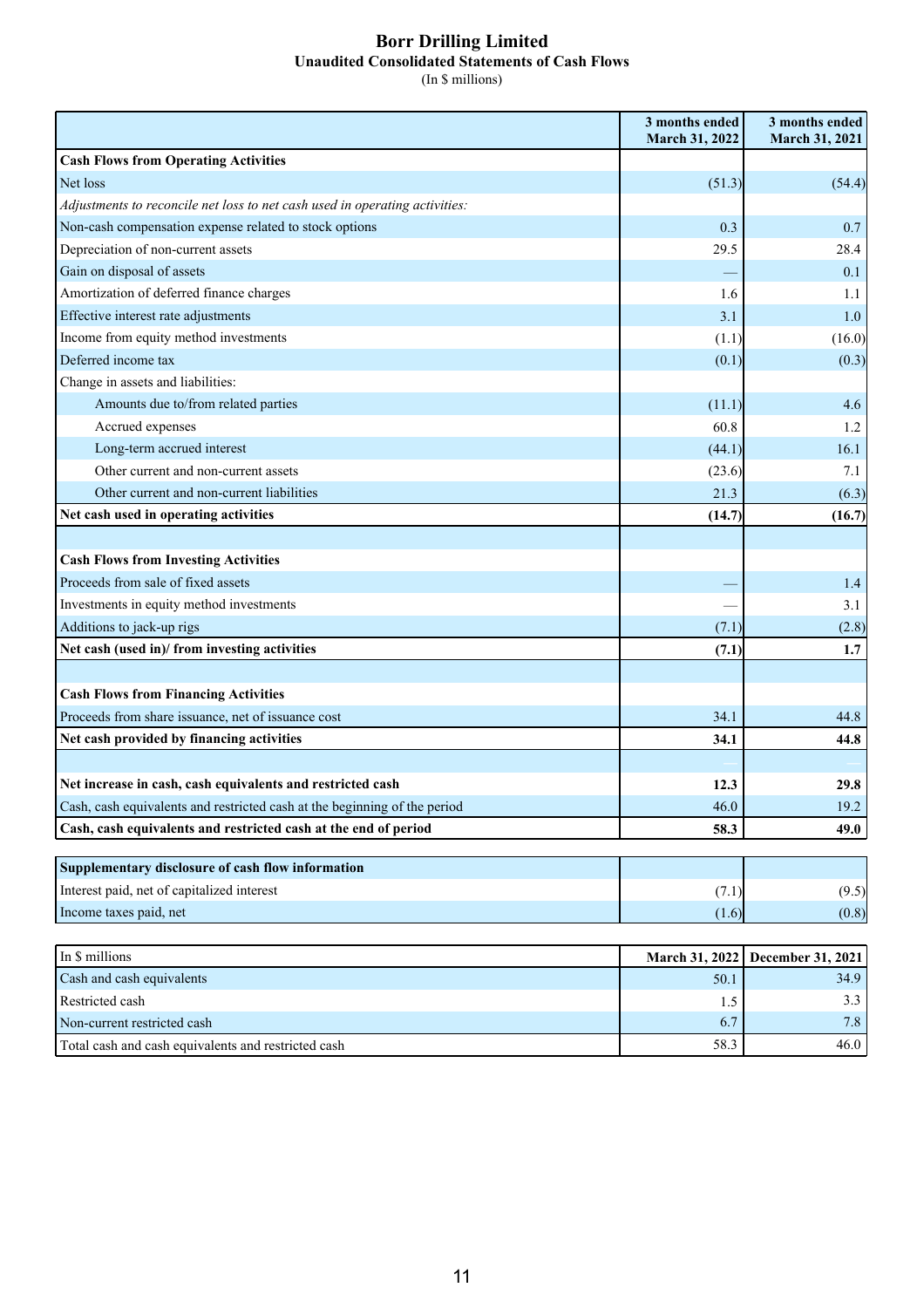# Borr Drilling Limited

## Unaudited Consolidated Statements of Cash Flows

(In $ millions)

| | 3 months ended March 31, 2022 | 3 months ended March 31, 2021 |
|---|---|---|
| **Cash Flows from Operating Activities** | | |
| Net loss | (51.3) | (54.4) |
| *Adjustments to reconcile net loss to net cash used in operating activities:* | | |
| Non-cash compensation expense related to stock options | 0.3 | 0.7 |
| Depreciation of non-current assets | 29.5 | 28.4 |
| Gain on disposal of assets | — | 0.1 |
| Amortization of deferred finance charges | 1.6 | 1.1 |
| Effective interest rate adjustments | 3.1 | 1.0 |
| Income from equity method investments | (1.1) | (16.0) |
| Deferred income tax | (0.1) | (0.3) |
| Change in assets and liabilities: | | |
| Amounts due to/from related parties | (11.1) | 4.6 |
| Accrued expenses | 60.8 | 1.2 |
| Long-term accrued interest | (44.1) | 16.1 |
| Other current and non-current assets | (23.6) | 7.1 |
| Other current and non-current liabilities | 21.3 | (6.3) |
| **Net cash used in operating activities** | **(14.7)** | **(16.7)** |
| | | |
| **Cash Flows from Investing Activities** | | |
| Proceeds from sale of fixed assets | — | 1.4 |
| Investments in equity method investments | — | 3.1 |
| Additions to jack-up rigs | (7.1) | (2.8) |
| **Net cash (used in)/ from investing activities** | **(7.1)** | **1.7** |
| | | |
| **Cash Flows from Financing Activities** | | |
| Proceeds from share issuance, net of issuance cost | 34.1 | 44.8 |
| **Net cash provided by financing activities** | **34.1** | **44.8** |
| | | |
| **Net increase in cash, cash equivalents and restricted cash** | **12.3** | **29.8** |
| Cash, cash equivalents and restricted cash at the beginning of the period | 46.0 | 19.2 |
| **Cash, cash equivalents and restricted cash at the end of period** | **58.3** | **49.0** |

| **Supplementary disclosure of cash flow information** | | |
|---|---|---|
| Interest paid, net of capitalized interest | (7.1) | (9.5) |
| Income taxes paid, net | (1.6) | (0.8) |

| In $ millions | March 31, 2022 | December 31, 2021 |
|---|---|---|
| Cash and cash equivalents | 50.1 | 34.9 |
| Restricted cash | 1.5 | 3.3 |
| Non-current restricted cash | 6.7 | 7.8 |
| Total cash and cash equivalents and restricted cash | 58.3 | 46.0 |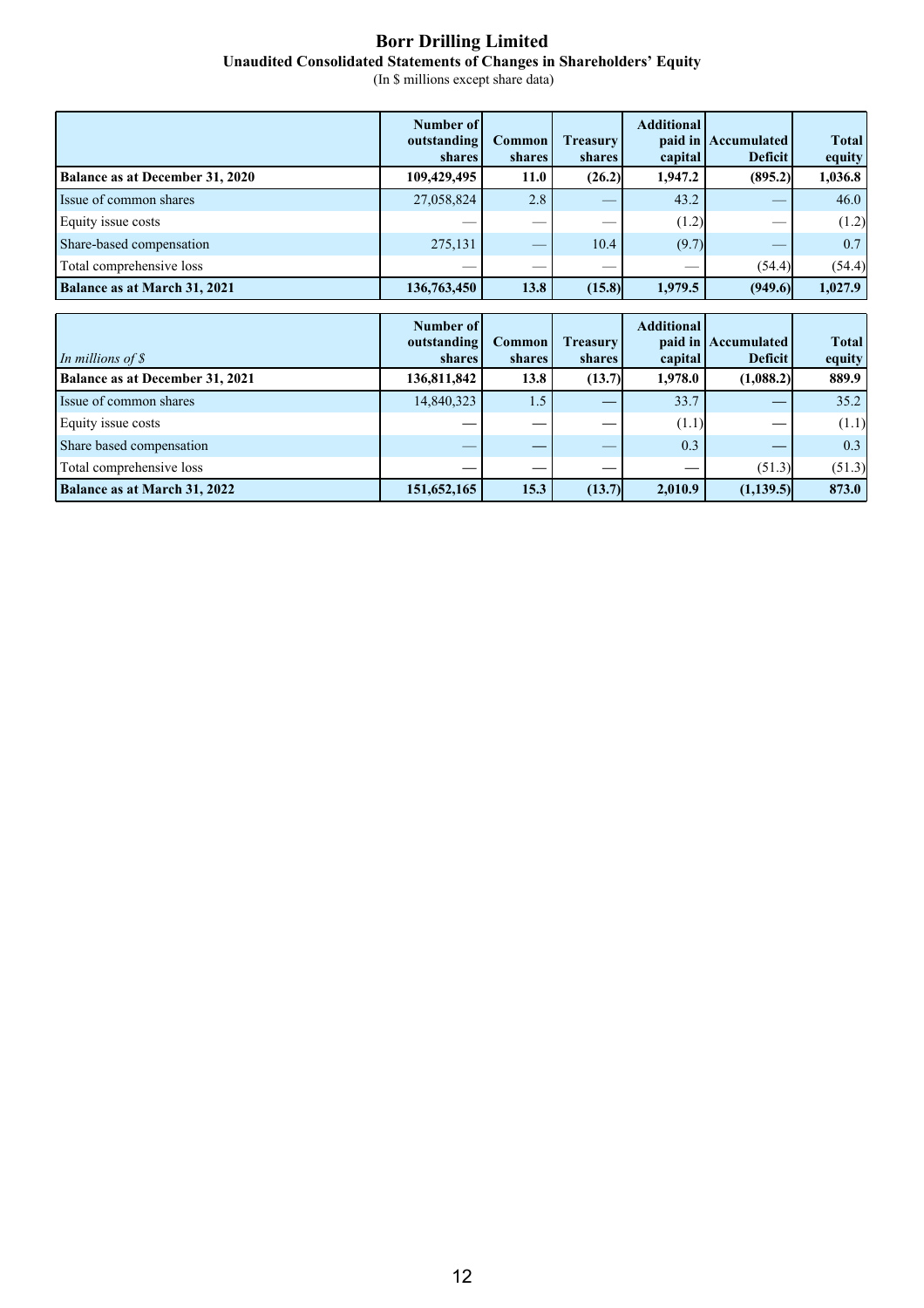# Borr Drilling Limited

## Unaudited Consolidated Statements of Changes in Shareholders' Equity

(In $ millions except share data)

| | Number of outstanding shares | Common shares | Treasury shares | Additional paid in capital | Accumulated Deficit | Total equity |
|---|---|---|---|---|---|---|
| **Balance as at December 31, 2020** | **109,429,495** | **11.0** | **(26.2)** | **1,947.2** | **(895.2)** | **1,036.8** |
| Issue of common shares | 27,058,824 | 2.8 | — | 43.2 | — | 46.0 |
| Equity issue costs | — | — | — | (1.2) | — | (1.2) |
| Share-based compensation | 275,131 | — | 10.4 | (9.7) | — | 0.7 |
| Total comprehensive loss | — | — | — | — | (54.4) | (54.4) |
| **Balance as at March 31, 2021** | **136,763,450** | **13.8** | **(15.8)** | **1,979.5** | **(949.6)** | **1,027.9** |

| *In millions of $* | Number of outstanding shares | Common shares | Treasury shares | Additional paid in capital | Accumulated Deficit | Total equity |
|---|---|---|---|---|---|---|
| **Balance as at December 31, 2021** | **136,811,842** | **13.8** | **(13.7)** | **1,978.0** | **(1,088.2)** | **889.9** |
| Issue of common shares | 14,840,323 | 1.5 | — | 33.7 | — | 35.2 |
| Equity issue costs | — | — | — | (1.1) | — | (1.1) |
| Share based compensation | — | — | — | 0.3 | — | 0.3 |
| Total comprehensive loss | — | — | — | — | (51.3) | (51.3) |
| **Balance as at March 31, 2022** | **151,652,165** | **15.3** | **(13.7)** | **2,010.9** | **(1,139.5)** | **873.0** |